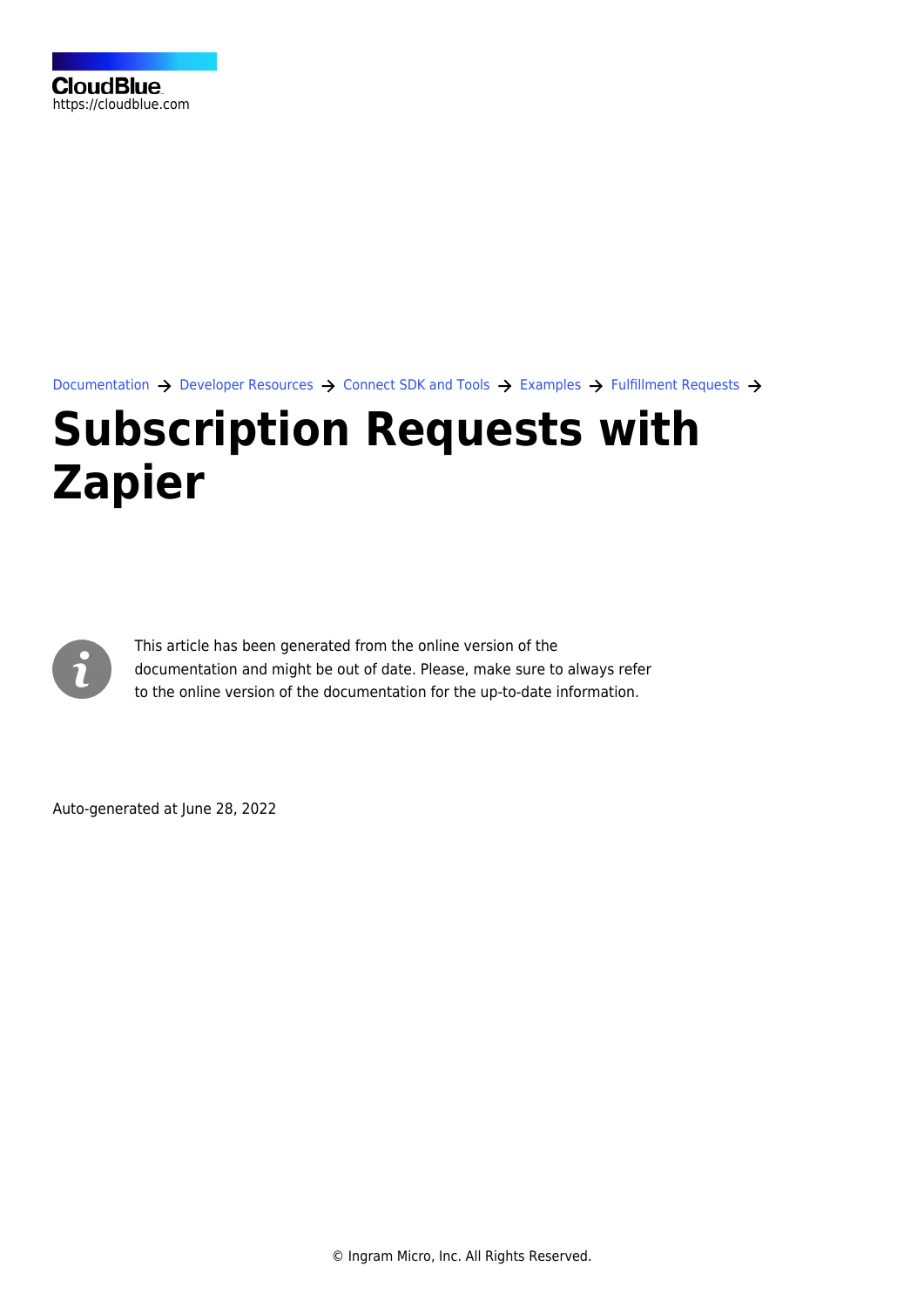CloudBlue
https://cloudblue.com

Documentation → Developer Resources → Connect SDK and Tools → Examples → Fulfillment Requests →

# Subscription Requests with Zapier

This article has been generated from the online version of the documentation and might be out of date. Please, make sure to always refer to the online version of the documentation for the up-to-date information.

Auto-generated at June 28, 2022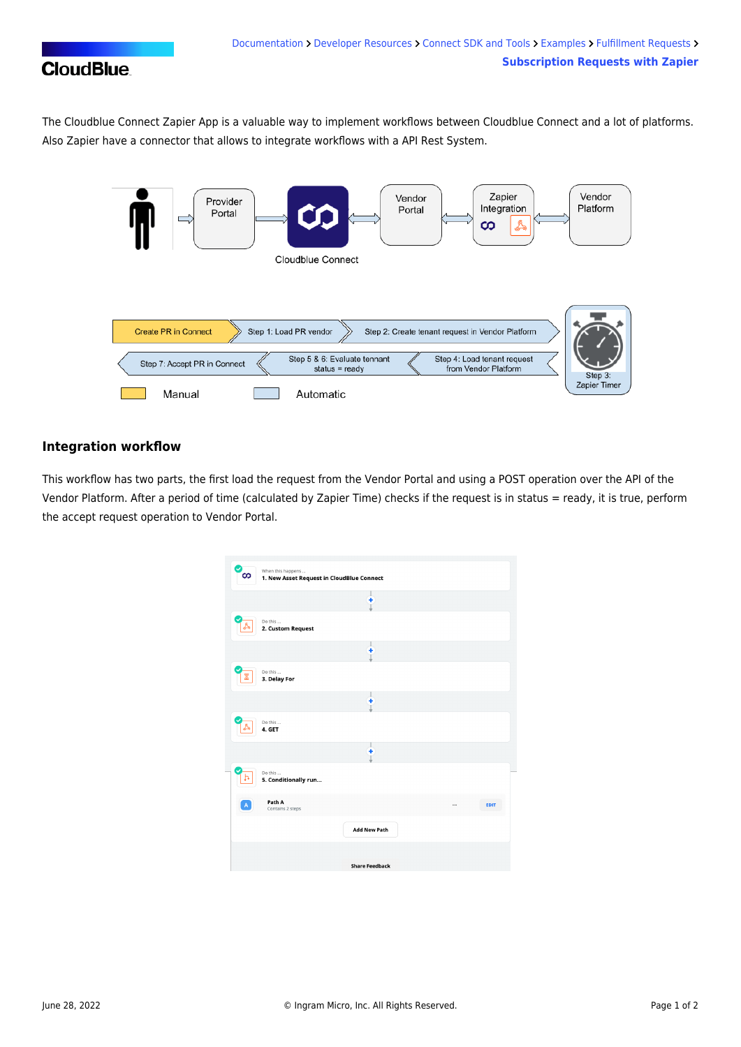The Cloudblue Connect Zapier App is a valuable way to implement workflows between Cloudblue Connect and a lot of platforms. Also Zapier have a connector that allows to integrate workflows with a API Rest System.

### Integration workflow

This workflow has two parts, the first load the request from the Vendor Portal and using a POST operation over the API of the Vendor Platform. After a period of time (calculated by Zapier Time) checks if the request is in status = ready, it is true, perform the accept request operation to Vendor Portal.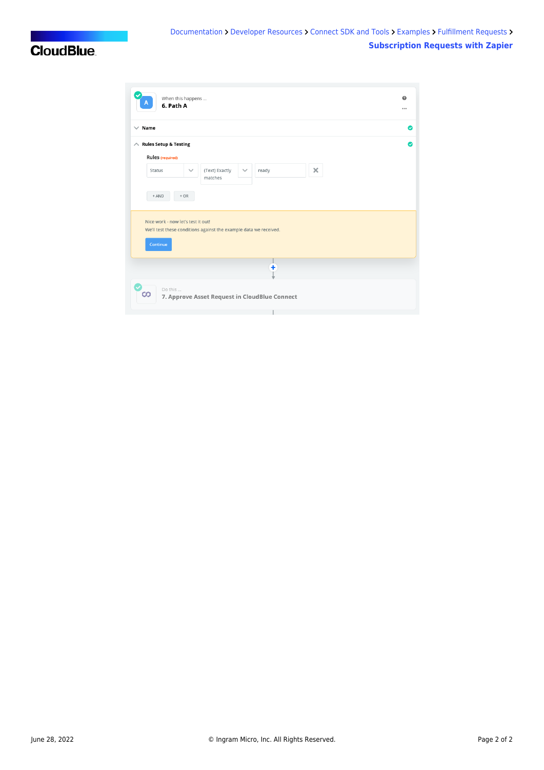When this happens ...
6. Path A

Name

Rules Setup & Testing

Rules (required)

Status | (Text) Exactly matches | ready

+ AND + OR

Nice work - now let's test it out!
We'll test these conditions against the example data we received.

Continue

Do this ...
7. Approve Asset Request in CloudBlue Connect